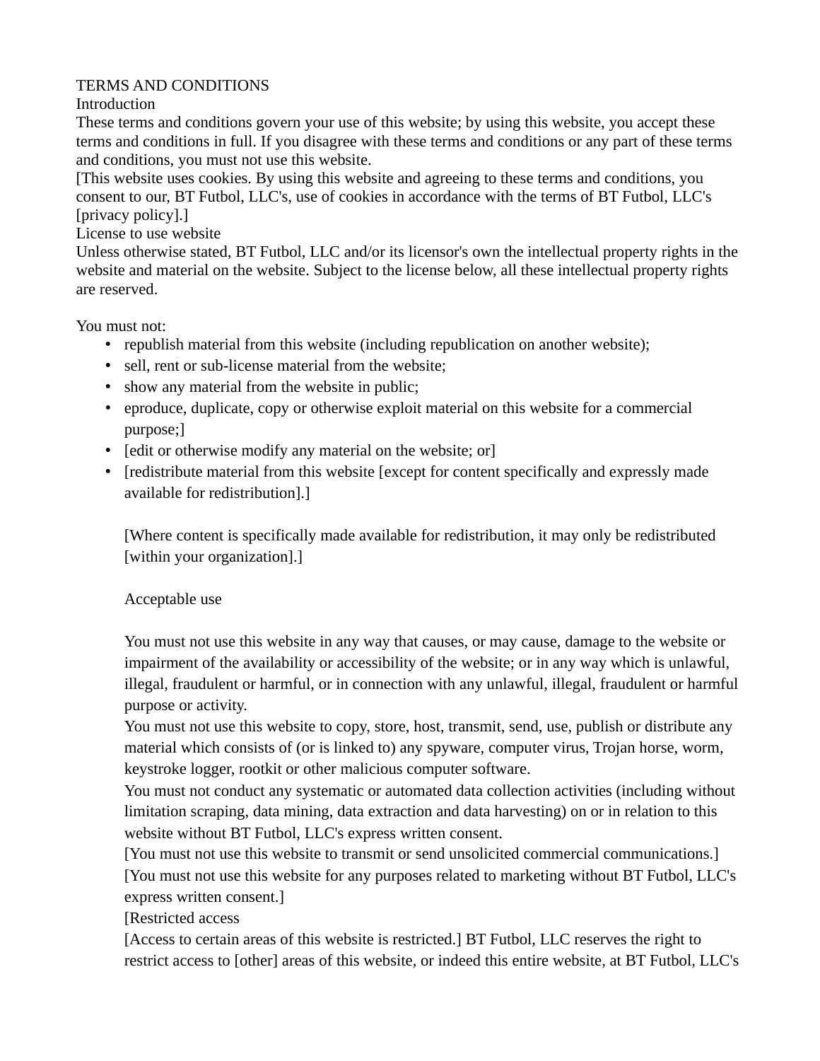# TERMS AND CONDITIONS

## Introduction

These terms and conditions govern your use of this website; by using this website, you accept these terms and conditions in full. If you disagree with these terms and conditions or any part of these terms and conditions, you must not use this website.

[This website uses cookies. By using this website and agreeing to these terms and conditions, you consent to our, BT Futbol, LLC's, use of cookies in accordance with the terms of BT Futbol, LLC's [privacy policy].]

## License to use website

Unless otherwise stated, BT Futbol, LLC and/or its licensor's own the intellectual property rights in the website and material on the website. Subject to the license below, all these intellectual property rights are reserved.

You must not:

- republish material from this website (including republication on another website);
- sell, rent or sub-license material from the website;
- show any material from the website in public;
- eproduce, duplicate, copy or otherwise exploit material on this website for a commercial purpose;]
- [edit or otherwise modify any material on the website; or]
- [redistribute material from this website [except for content specifically and expressly made available for redistribution].]

  [Where content is specifically made available for redistribution, it may only be redistributed [within your organization].]

  ## Acceptable use

  You must not use this website in any way that causes, or may cause, damage to the website or impairment of the availability or accessibility of the website; or in any way which is unlawful, illegal, fraudulent or harmful, or in connection with any unlawful, illegal, fraudulent or harmful purpose or activity.

  You must not use this website to copy, store, host, transmit, send, use, publish or distribute any material which consists of (or is linked to) any spyware, computer virus, Trojan horse, worm, keystroke logger, rootkit or other malicious computer software.

  You must not conduct any systematic or automated data collection activities (including without limitation scraping, data mining, data extraction and data harvesting) on or in relation to this website without BT Futbol, LLC's express written consent.

  [You must not use this website to transmit or send unsolicited commercial communications.]

  [You must not use this website for any purposes related to marketing without BT Futbol, LLC's express written consent.]

  ## [Restricted access

  [Access to certain areas of this website is restricted.] BT Futbol, LLC reserves the right to restrict access to [other] areas of this website, or indeed this entire website, at BT Futbol, LLC's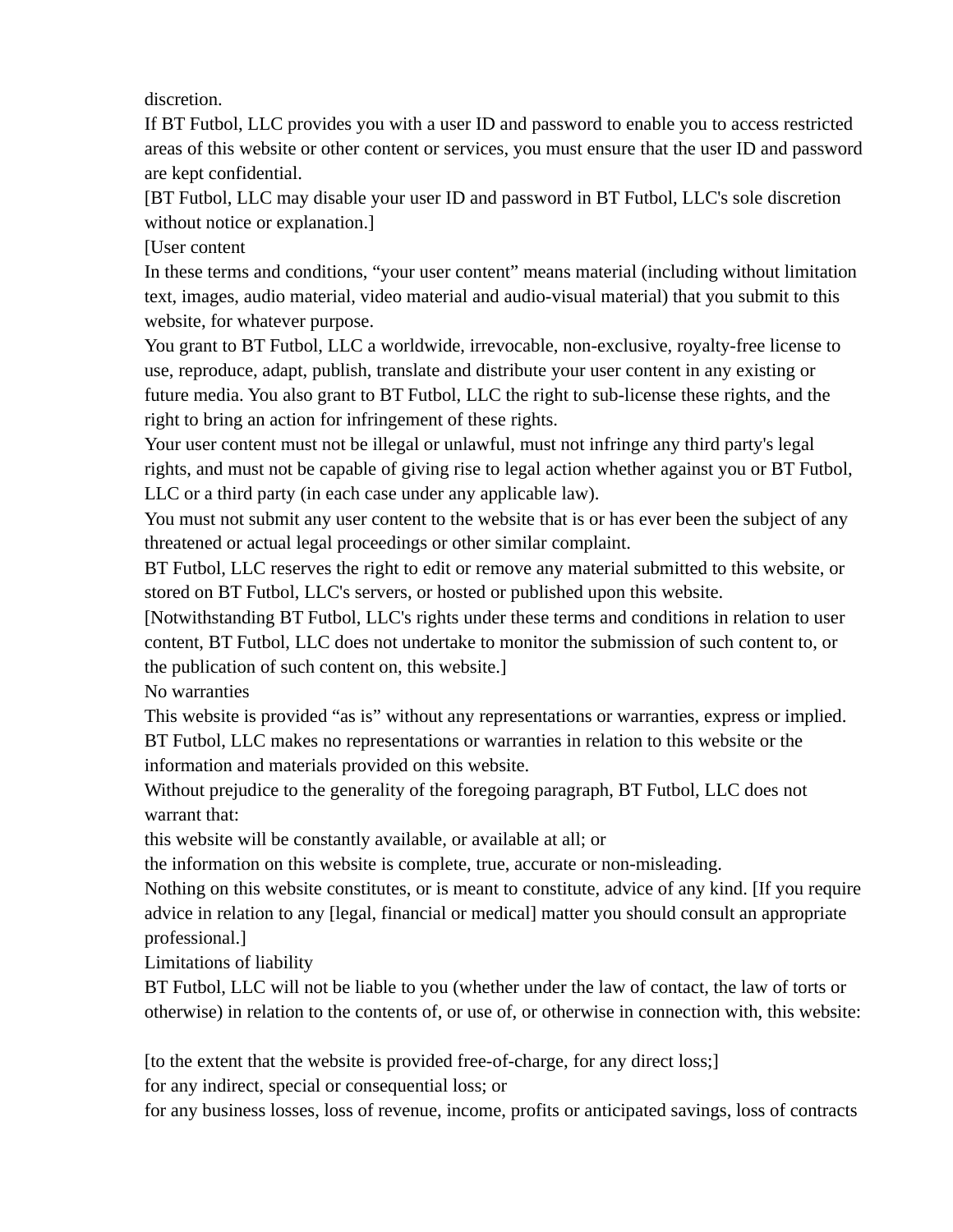discretion.

If BT Futbol, LLC provides you with a user ID and password to enable you to access restricted areas of this website or other content or services, you must ensure that the user ID and password are kept confidential.

[BT Futbol, LLC may disable your user ID and password in BT Futbol, LLC's sole discretion without notice or explanation.]

[User content

In these terms and conditions, "your user content" means material (including without limitation text, images, audio material, video material and audio-visual material) that you submit to this website, for whatever purpose.

You grant to BT Futbol, LLC a worldwide, irrevocable, non-exclusive, royalty-free license to use, reproduce, adapt, publish, translate and distribute your user content in any existing or future media. You also grant to BT Futbol, LLC the right to sub-license these rights, and the right to bring an action for infringement of these rights.

Your user content must not be illegal or unlawful, must not infringe any third party's legal rights, and must not be capable of giving rise to legal action whether against you or BT Futbol, LLC or a third party (in each case under any applicable law).

You must not submit any user content to the website that is or has ever been the subject of any threatened or actual legal proceedings or other similar complaint.

BT Futbol, LLC reserves the right to edit or remove any material submitted to this website, or stored on BT Futbol, LLC's servers, or hosted or published upon this website.

[Notwithstanding BT Futbol, LLC's rights under these terms and conditions in relation to user content, BT Futbol, LLC does not undertake to monitor the submission of such content to, or the publication of such content on, this website.]

No warranties

This website is provided "as is" without any representations or warranties, express or implied. BT Futbol, LLC makes no representations or warranties in relation to this website or the information and materials provided on this website.

Without prejudice to the generality of the foregoing paragraph, BT Futbol, LLC does not warrant that:

this website will be constantly available, or available at all; or

the information on this website is complete, true, accurate or non-misleading.

Nothing on this website constitutes, or is meant to constitute, advice of any kind. [If you require advice in relation to any [legal, financial or medical] matter you should consult an appropriate professional.]

Limitations of liability

BT Futbol, LLC will not be liable to you (whether under the law of contact, the law of torts or otherwise) in relation to the contents of, or use of, or otherwise in connection with, this website:

[to the extent that the website is provided free-of-charge, for any direct loss;]

for any indirect, special or consequential loss; or

for any business losses, loss of revenue, income, profits or anticipated savings, loss of contracts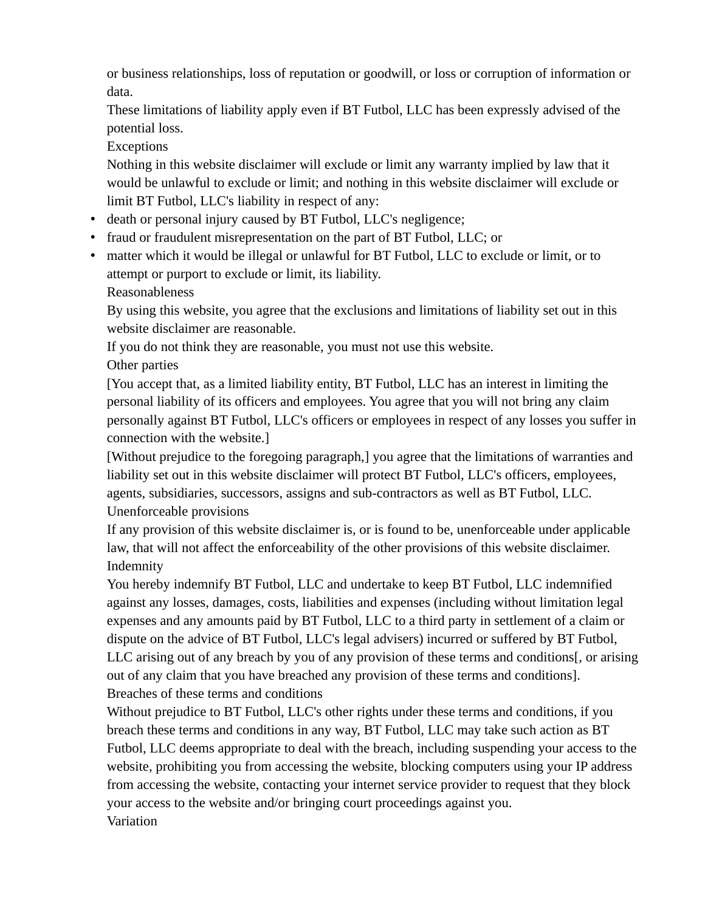or business relationships, loss of reputation or goodwill, or loss or corruption of information or data.

These limitations of liability apply even if BT Futbol, LLC has been expressly advised of the potential loss.

## Exceptions

Nothing in this website disclaimer will exclude or limit any warranty implied by law that it would be unlawful to exclude or limit; and nothing in this website disclaimer will exclude or limit BT Futbol, LLC's liability in respect of any:

- death or personal injury caused by BT Futbol, LLC's negligence;
- fraud or fraudulent misrepresentation on the part of BT Futbol, LLC; or
- matter which it would be illegal or unlawful for BT Futbol, LLC to exclude or limit, or to attempt or purport to exclude or limit, its liability.

## Reasonableness

By using this website, you agree that the exclusions and limitations of liability set out in this website disclaimer are reasonable.

If you do not think they are reasonable, you must not use this website.

## Other parties

[You accept that, as a limited liability entity, BT Futbol, LLC has an interest in limiting the personal liability of its officers and employees. You agree that you will not bring any claim personally against BT Futbol, LLC's officers or employees in respect of any losses you suffer in connection with the website.]

[Without prejudice to the foregoing paragraph,] you agree that the limitations of warranties and liability set out in this website disclaimer will protect BT Futbol, LLC's officers, employees, agents, subsidiaries, successors, assigns and sub-contractors as well as BT Futbol, LLC.

## Unenforceable provisions

If any provision of this website disclaimer is, or is found to be, unenforceable under applicable law, that will not affect the enforceability of the other provisions of this website disclaimer.

## Indemnity

You hereby indemnify BT Futbol, LLC and undertake to keep BT Futbol, LLC indemnified against any losses, damages, costs, liabilities and expenses (including without limitation legal expenses and any amounts paid by BT Futbol, LLC to a third party in settlement of a claim or dispute on the advice of BT Futbol, LLC's legal advisers) incurred or suffered by BT Futbol, LLC arising out of any breach by you of any provision of these terms and conditions[, or arising out of any claim that you have breached any provision of these terms and conditions].

## Breaches of these terms and conditions

Without prejudice to BT Futbol, LLC's other rights under these terms and conditions, if you breach these terms and conditions in any way, BT Futbol, LLC may take such action as BT Futbol, LLC deems appropriate to deal with the breach, including suspending your access to the website, prohibiting you from accessing the website, blocking computers using your IP address from accessing the website, contacting your internet service provider to request that they block your access to the website and/or bringing court proceedings against you.

## Variation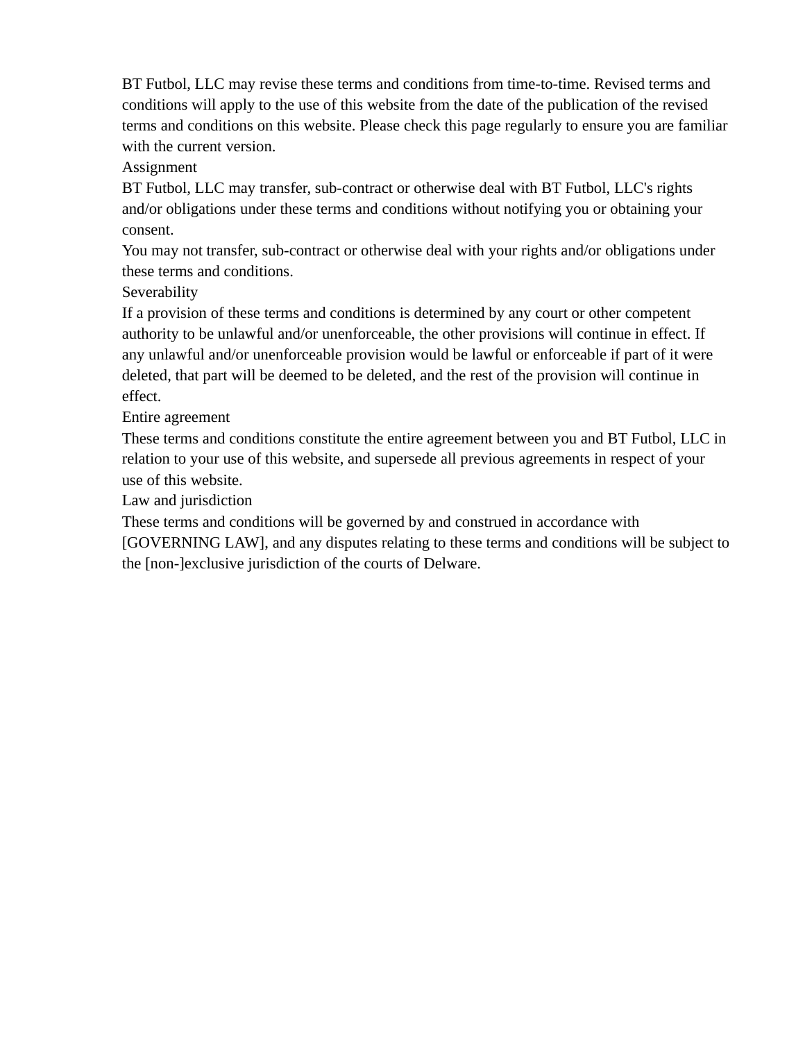BT Futbol, LLC may revise these terms and conditions from time-to-time. Revised terms and conditions will apply to the use of this website from the date of the publication of the revised terms and conditions on this website. Please check this page regularly to ensure you are familiar with the current version.

## Assignment

BT Futbol, LLC may transfer, sub-contract or otherwise deal with BT Futbol, LLC's rights and/or obligations under these terms and conditions without notifying you or obtaining your consent.

You may not transfer, sub-contract or otherwise deal with your rights and/or obligations under these terms and conditions.

## Severability

If a provision of these terms and conditions is determined by any court or other competent authority to be unlawful and/or unenforceable, the other provisions will continue in effect. If any unlawful and/or unenforceable provision would be lawful or enforceable if part of it were deleted, that part will be deemed to be deleted, and the rest of the provision will continue in effect.

## Entire agreement

These terms and conditions constitute the entire agreement between you and BT Futbol, LLC in relation to your use of this website, and supersede all previous agreements in respect of your use of this website.

## Law and jurisdiction

These terms and conditions will be governed by and construed in accordance with [GOVERNING LAW], and any disputes relating to these terms and conditions will be subject to the [non-]exclusive jurisdiction of the courts of Delware.